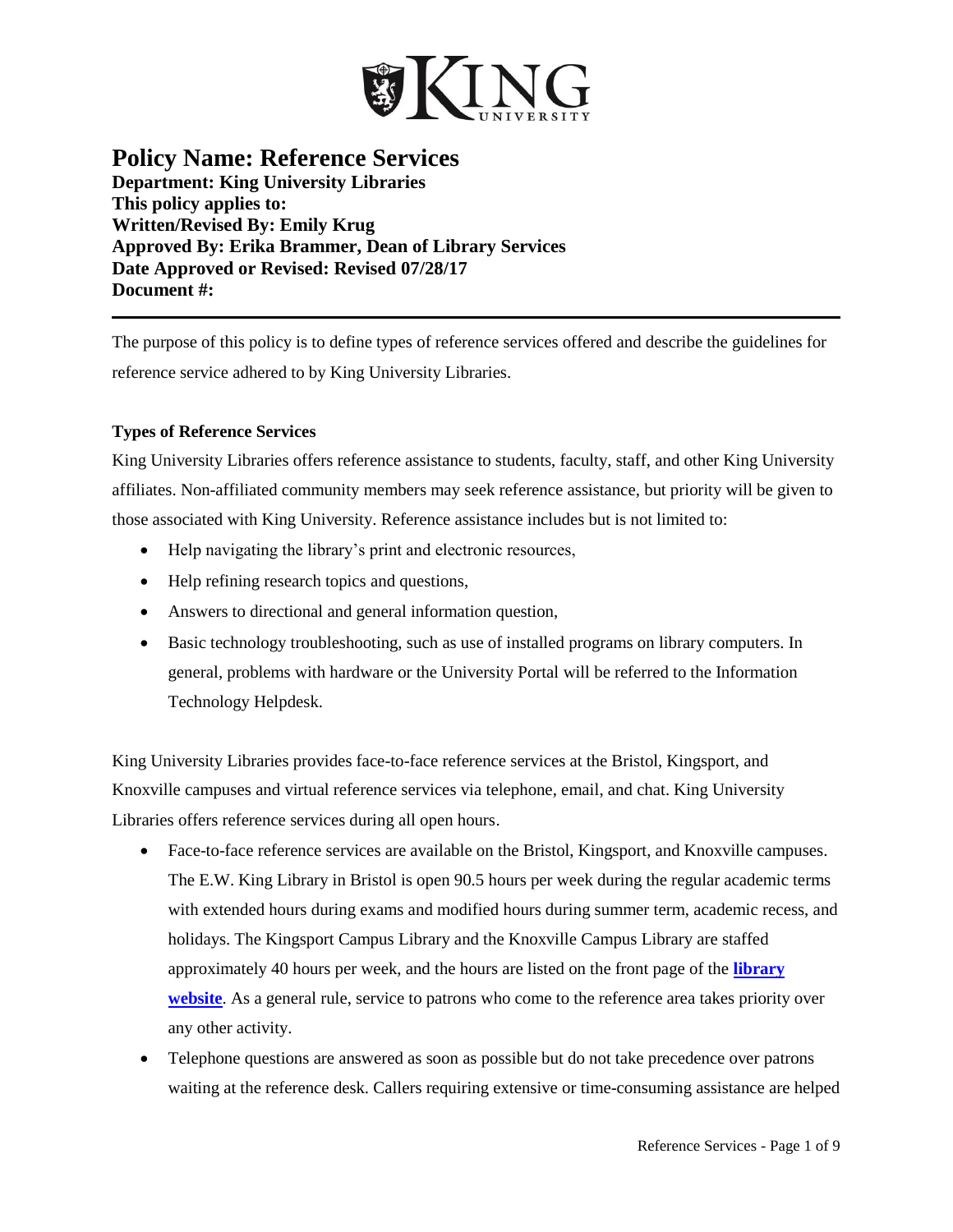# Policy Name: Reference Services

**Department: King University Libraries**
**This policy applies to:**
**Written/Revised By: Emily Krug**
**Approved By: Erika Brammer, Dean of Library Services**
**Date Approved or Revised: Revised 07/28/17**
**Document #:**

---

The purpose of this policy is to define types of reference services offered and describe the guidelines for reference service adhered to by King University Libraries.

**Types of Reference Services**

King University Libraries offers reference assistance to students, faculty, staff, and other King University affiliates. Non-affiliated community members may seek reference assistance, but priority will be given to those associated with King University. Reference assistance includes but is not limited to:

- Help navigating the library's print and electronic resources,
- Help refining research topics and questions,
- Answers to directional and general information question,
- Basic technology troubleshooting, such as use of installed programs on library computers. In general, problems with hardware or the University Portal will be referred to the Information Technology Helpdesk.

King University Libraries provides face-to-face reference services at the Bristol, Kingsport, and Knoxville campuses and virtual reference services via telephone, email, and chat. King University Libraries offers reference services during all open hours.

- Face-to-face reference services are available on the Bristol, Kingsport, and Knoxville campuses. The E.W. King Library in Bristol is open 90.5 hours per week during the regular academic terms with extended hours during exams and modified hours during summer term, academic recess, and holidays. The Kingsport Campus Library and the Knoxville Campus Library are staffed approximately 40 hours per week, and the hours are listed on the front page of the **library website**. As a general rule, service to patrons who come to the reference area takes priority over any other activity.
- Telephone questions are answered as soon as possible but do not take precedence over patrons waiting at the reference desk. Callers requiring extensive or time-consuming assistance are helped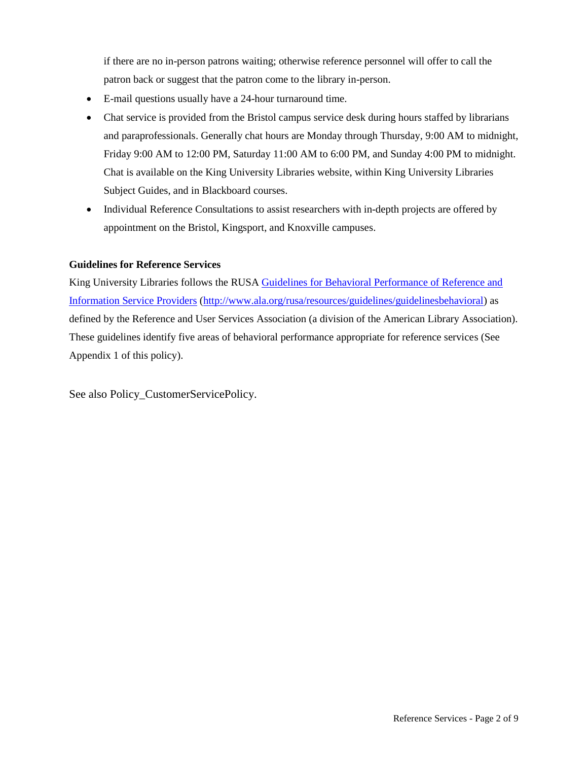if there are no in-person patrons waiting; otherwise reference personnel will offer to call the patron back or suggest that the patron come to the library in-person.

- E-mail questions usually have a 24-hour turnaround time.
- Chat service is provided from the Bristol campus service desk during hours staffed by librarians and paraprofessionals. Generally chat hours are Monday through Thursday, 9:00 AM to midnight, Friday 9:00 AM to 12:00 PM, Saturday 11:00 AM to 6:00 PM, and Sunday 4:00 PM to midnight. Chat is available on the King University Libraries website, within King University Libraries Subject Guides, and in Blackboard courses.
- Individual Reference Consultations to assist researchers with in-depth projects are offered by appointment on the Bristol, Kingsport, and Knoxville campuses.

**Guidelines for Reference Services**

King University Libraries follows the RUSA [Guidelines for Behavioral Performance of Reference and Information Service Providers](http://www.ala.org/rusa/resources/guidelines/guidelinesbehavioral) (http://www.ala.org/rusa/resources/guidelines/guidelinesbehavioral) as defined by the Reference and User Services Association (a division of the American Library Association). These guidelines identify five areas of behavioral performance appropriate for reference services (See Appendix 1 of this policy).

See also Policy_CustomerServicePolicy.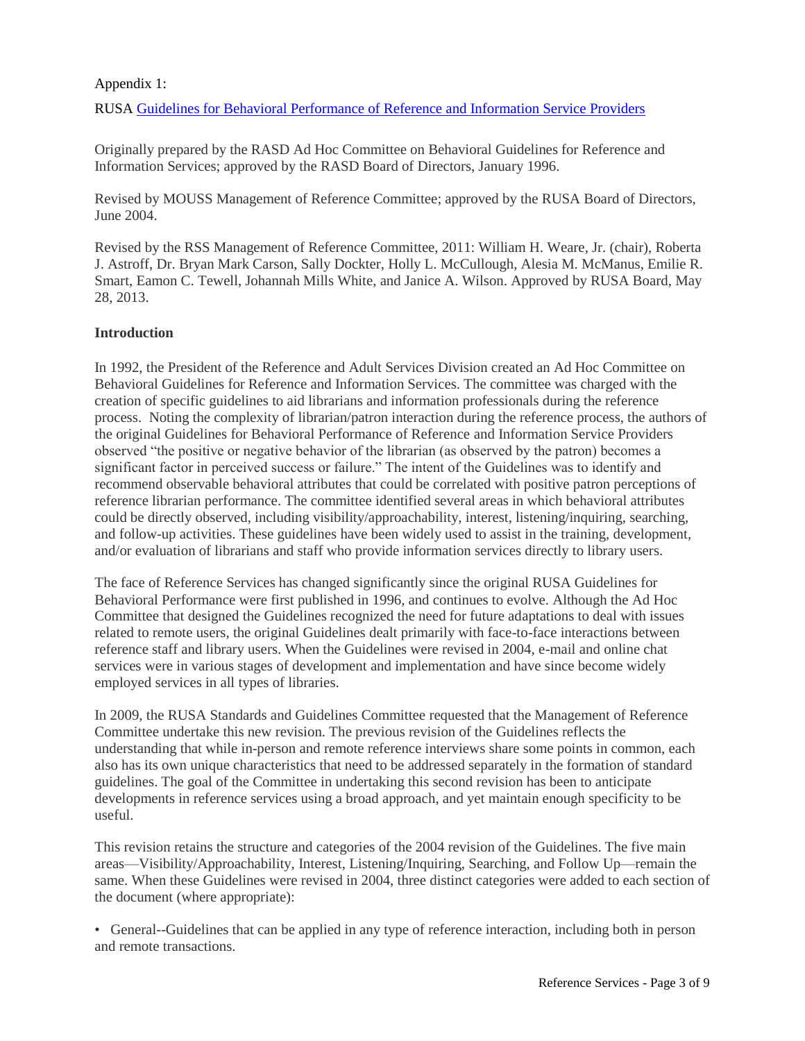Appendix 1:

RUSA [Guidelines for Behavioral Performance of Reference and Information Service Providers]

Originally prepared by the RASD Ad Hoc Committee on Behavioral Guidelines for Reference and Information Services; approved by the RASD Board of Directors, January 1996.

Revised by MOUSS Management of Reference Committee; approved by the RUSA Board of Directors, June 2004.

Revised by the RSS Management of Reference Committee, 2011: William H. Weare, Jr. (chair), Roberta J. Astroff, Dr. Bryan Mark Carson, Sally Dockter, Holly L. McCullough, Alesia M. McManus, Emilie R. Smart, Eamon C. Tewell, Johannah Mills White, and Janice A. Wilson. Approved by RUSA Board, May 28, 2013.

**Introduction**

In 1992, the President of the Reference and Adult Services Division created an Ad Hoc Committee on Behavioral Guidelines for Reference and Information Services. The committee was charged with the creation of specific guidelines to aid librarians and information professionals during the reference process. Noting the complexity of librarian/patron interaction during the reference process, the authors of the original Guidelines for Behavioral Performance of Reference and Information Service Providers observed "the positive or negative behavior of the librarian (as observed by the patron) becomes a significant factor in perceived success or failure." The intent of the Guidelines was to identify and recommend observable behavioral attributes that could be correlated with positive patron perceptions of reference librarian performance. The committee identified several areas in which behavioral attributes could be directly observed, including visibility/approachability, interest, listening/inquiring, searching, and follow-up activities. These guidelines have been widely used to assist in the training, development, and/or evaluation of librarians and staff who provide information services directly to library users.

The face of Reference Services has changed significantly since the original RUSA Guidelines for Behavioral Performance were first published in 1996, and continues to evolve. Although the Ad Hoc Committee that designed the Guidelines recognized the need for future adaptations to deal with issues related to remote users, the original Guidelines dealt primarily with face-to-face interactions between reference staff and library users. When the Guidelines were revised in 2004, e-mail and online chat services were in various stages of development and implementation and have since become widely employed services in all types of libraries.

In 2009, the RUSA Standards and Guidelines Committee requested that the Management of Reference Committee undertake this new revision. The previous revision of the Guidelines reflects the understanding that while in-person and remote reference interviews share some points in common, each also has its own unique characteristics that need to be addressed separately in the formation of standard guidelines. The goal of the Committee in undertaking this second revision has been to anticipate developments in reference services using a broad approach, and yet maintain enough specificity to be useful.

This revision retains the structure and categories of the 2004 revision of the Guidelines. The five main areas—Visibility/Approachability, Interest, Listening/Inquiring, Searching, and Follow Up—remain the same. When these Guidelines were revised in 2004, three distinct categories were added to each section of the document (where appropriate):

- General--Guidelines that can be applied in any type of reference interaction, including both in person and remote transactions.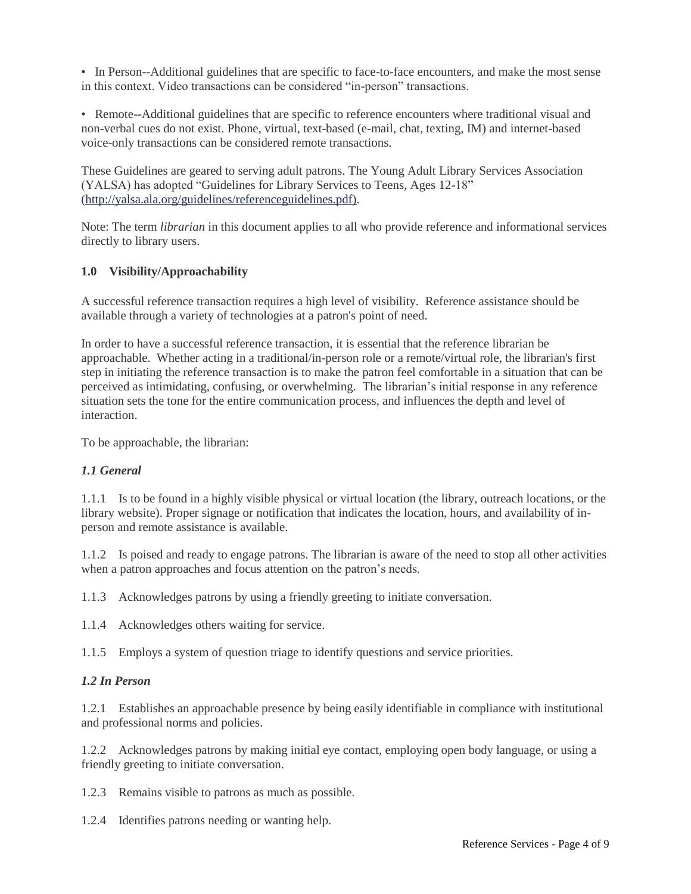• In Person--Additional guidelines that are specific to face-to-face encounters, and make the most sense in this context. Video transactions can be considered "in-person" transactions.

• Remote--Additional guidelines that are specific to reference encounters where traditional visual and non-verbal cues do not exist. Phone, virtual, text-based (e-mail, chat, texting, IM) and internet-based voice-only transactions can be considered remote transactions.

These Guidelines are geared to serving adult patrons. The Young Adult Library Services Association (YALSA) has adopted "Guidelines for Library Services to Teens, Ages 12-18" (http://yalsa.ala.org/guidelines/referenceguidelines.pdf).

Note: The term *librarian* in this document applies to all who provide reference and informational services directly to library users.

## 1.0 Visibility/Approachability

A successful reference transaction requires a high level of visibility. Reference assistance should be available through a variety of technologies at a patron's point of need.

In order to have a successful reference transaction, it is essential that the reference librarian be approachable. Whether acting in a traditional/in-person role or a remote/virtual role, the librarian's first step in initiating the reference transaction is to make the patron feel comfortable in a situation that can be perceived as intimidating, confusing, or overwhelming. The librarian's initial response in any reference situation sets the tone for the entire communication process, and influences the depth and level of interaction.

To be approachable, the librarian:

### *1.1 General*

1.1.1 Is to be found in a highly visible physical or virtual location (the library, outreach locations, or the library website). Proper signage or notification that indicates the location, hours, and availability of in-person and remote assistance is available.

1.1.2 Is poised and ready to engage patrons. The librarian is aware of the need to stop all other activities when a patron approaches and focus attention on the patron's needs.

1.1.3 Acknowledges patrons by using a friendly greeting to initiate conversation.

1.1.4 Acknowledges others waiting for service.

1.1.5 Employs a system of question triage to identify questions and service priorities.

### *1.2 In Person*

1.2.1 Establishes an approachable presence by being easily identifiable in compliance with institutional and professional norms and policies.

1.2.2 Acknowledges patrons by making initial eye contact, employing open body language, or using a friendly greeting to initiate conversation.

1.2.3 Remains visible to patrons as much as possible.

1.2.4 Identifies patrons needing or wanting help.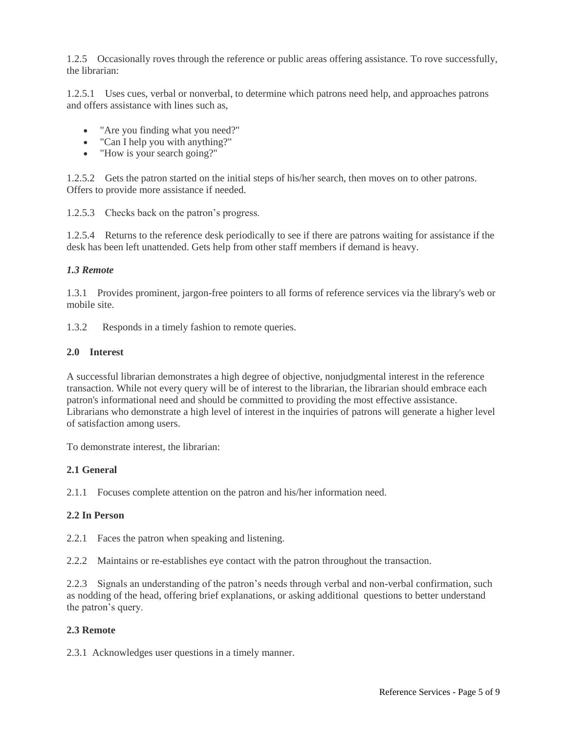1.2.5 Occasionally roves through the reference or public areas offering assistance. To rove successfully, the librarian:

1.2.5.1 Uses cues, verbal or nonverbal, to determine which patrons need help, and approaches patrons and offers assistance with lines such as,

- "Are you finding what you need?"
- "Can I help you with anything?"
- "How is your search going?"

1.2.5.2 Gets the patron started on the initial steps of his/her search, then moves on to other patrons. Offers to provide more assistance if needed.

1.2.5.3 Checks back on the patron's progress.

1.2.5.4 Returns to the reference desk periodically to see if there are patrons waiting for assistance if the desk has been left unattended. Gets help from other staff members if demand is heavy.

### *1.3 Remote*

1.3.1 Provides prominent, jargon-free pointers to all forms of reference services via the library's web or mobile site.

1.3.2 Responds in a timely fashion to remote queries.

## 2.0 Interest

A successful librarian demonstrates a high degree of objective, nonjudgmental interest in the reference transaction. While not every query will be of interest to the librarian, the librarian should embrace each patron's informational need and should be committed to providing the most effective assistance. Librarians who demonstrate a high level of interest in the inquiries of patrons will generate a higher level of satisfaction among users.

To demonstrate interest, the librarian:

### 2.1 General

2.1.1 Focuses complete attention on the patron and his/her information need.

### 2.2 In Person

2.2.1 Faces the patron when speaking and listening.

2.2.2 Maintains or re-establishes eye contact with the patron throughout the transaction.

2.2.3 Signals an understanding of the patron's needs through verbal and non-verbal confirmation, such as nodding of the head, offering brief explanations, or asking additional questions to better understand the patron's query.

### 2.3 Remote

2.3.1 Acknowledges user questions in a timely manner.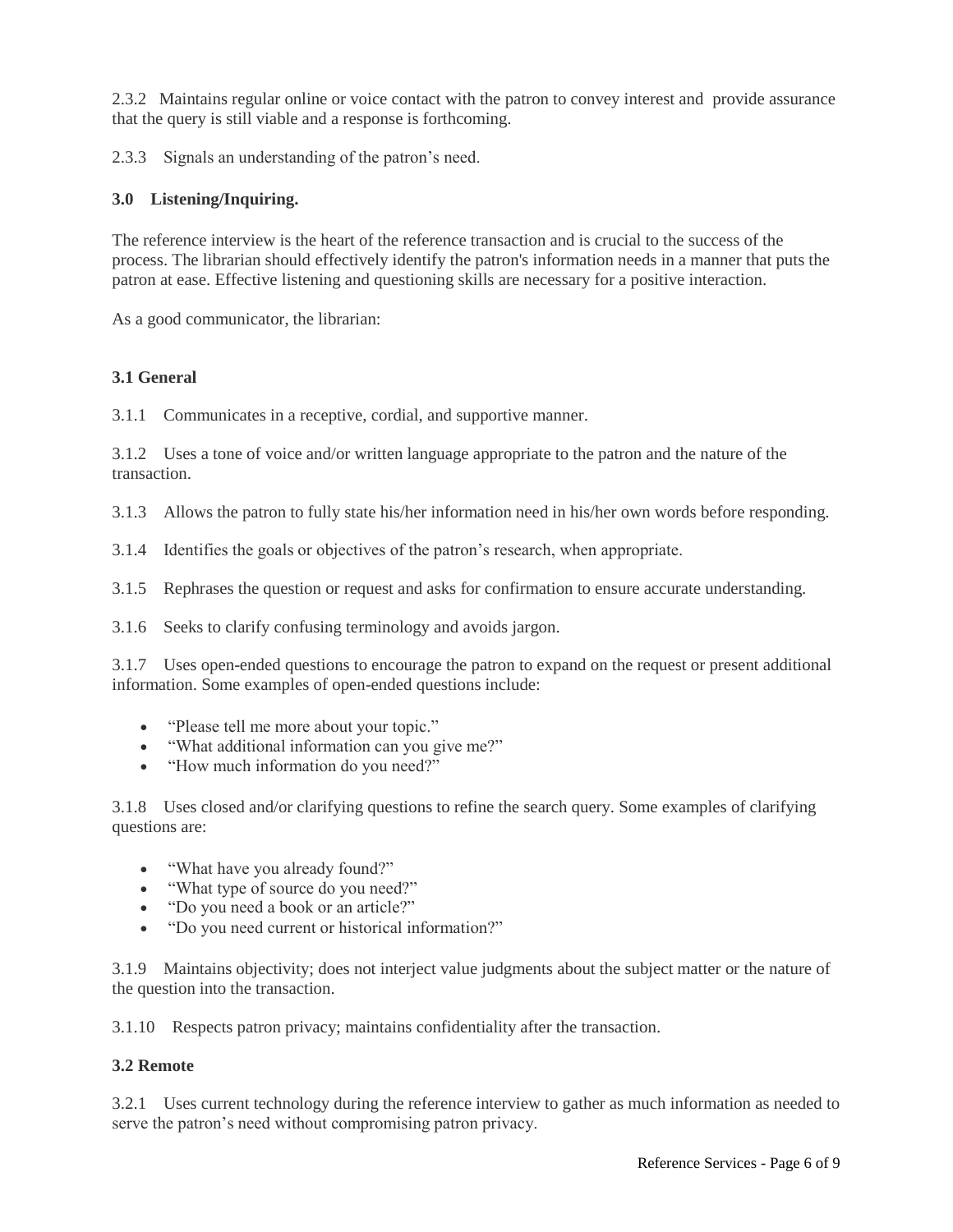2.3.2 Maintains regular online or voice contact with the patron to convey interest and provide assurance that the query is still viable and a response is forthcoming.

2.3.3 Signals an understanding of the patron's need.

### 3.0 Listening/Inquiring.

The reference interview is the heart of the reference transaction and is crucial to the success of the process. The librarian should effectively identify the patron's information needs in a manner that puts the patron at ease. Effective listening and questioning skills are necessary for a positive interaction.

As a good communicator, the librarian:

#### 3.1 General

3.1.1 Communicates in a receptive, cordial, and supportive manner.

3.1.2 Uses a tone of voice and/or written language appropriate to the patron and the nature of the transaction.

3.1.3 Allows the patron to fully state his/her information need in his/her own words before responding.

3.1.4 Identifies the goals or objectives of the patron's research, when appropriate.

3.1.5 Rephrases the question or request and asks for confirmation to ensure accurate understanding.

3.1.6 Seeks to clarify confusing terminology and avoids jargon.

3.1.7 Uses open-ended questions to encourage the patron to expand on the request or present additional information. Some examples of open-ended questions include:

- "Please tell me more about your topic."
- "What additional information can you give me?"
- "How much information do you need?"

3.1.8 Uses closed and/or clarifying questions to refine the search query. Some examples of clarifying questions are:

- "What have you already found?"
- "What type of source do you need?"
- "Do you need a book or an article?"
- "Do you need current or historical information?"

3.1.9 Maintains objectivity; does not interject value judgments about the subject matter or the nature of the question into the transaction.

3.1.10 Respects patron privacy; maintains confidentiality after the transaction.

#### 3.2 Remote

3.2.1 Uses current technology during the reference interview to gather as much information as needed to serve the patron's need without compromising patron privacy.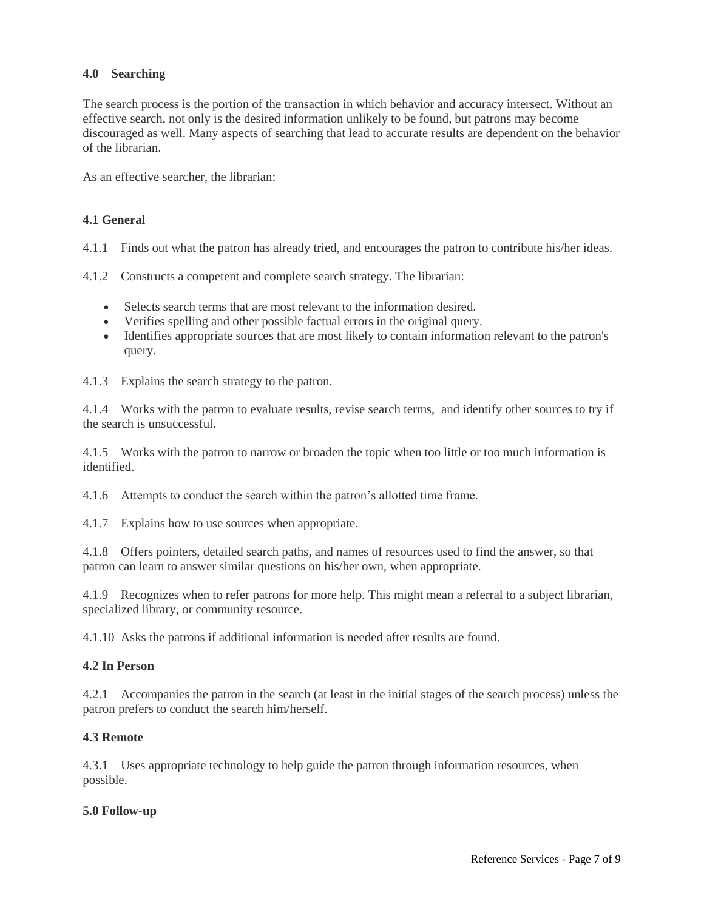## 4.0 Searching

The search process is the portion of the transaction in which behavior and accuracy intersect. Without an effective search, not only is the desired information unlikely to be found, but patrons may become discouraged as well. Many aspects of searching that lead to accurate results are dependent on the behavior of the librarian.

As an effective searcher, the librarian:

### 4.1 General

4.1.1 Finds out what the patron has already tried, and encourages the patron to contribute his/her ideas.

4.1.2 Constructs a competent and complete search strategy. The librarian:

- Selects search terms that are most relevant to the information desired.
- Verifies spelling and other possible factual errors in the original query.
- Identifies appropriate sources that are most likely to contain information relevant to the patron's query.

4.1.3 Explains the search strategy to the patron.

4.1.4 Works with the patron to evaluate results, revise search terms, and identify other sources to try if the search is unsuccessful.

4.1.5 Works with the patron to narrow or broaden the topic when too little or too much information is identified.

4.1.6 Attempts to conduct the search within the patron's allotted time frame.

4.1.7 Explains how to use sources when appropriate.

4.1.8 Offers pointers, detailed search paths, and names of resources used to find the answer, so that patron can learn to answer similar questions on his/her own, when appropriate.

4.1.9 Recognizes when to refer patrons for more help. This might mean a referral to a subject librarian, specialized library, or community resource.

4.1.10 Asks the patrons if additional information is needed after results are found.

### 4.2 In Person

4.2.1 Accompanies the patron in the search (at least in the initial stages of the search process) unless the patron prefers to conduct the search him/herself.

### 4.3 Remote

4.3.1 Uses appropriate technology to help guide the patron through information resources, when possible.

## 5.0 Follow-up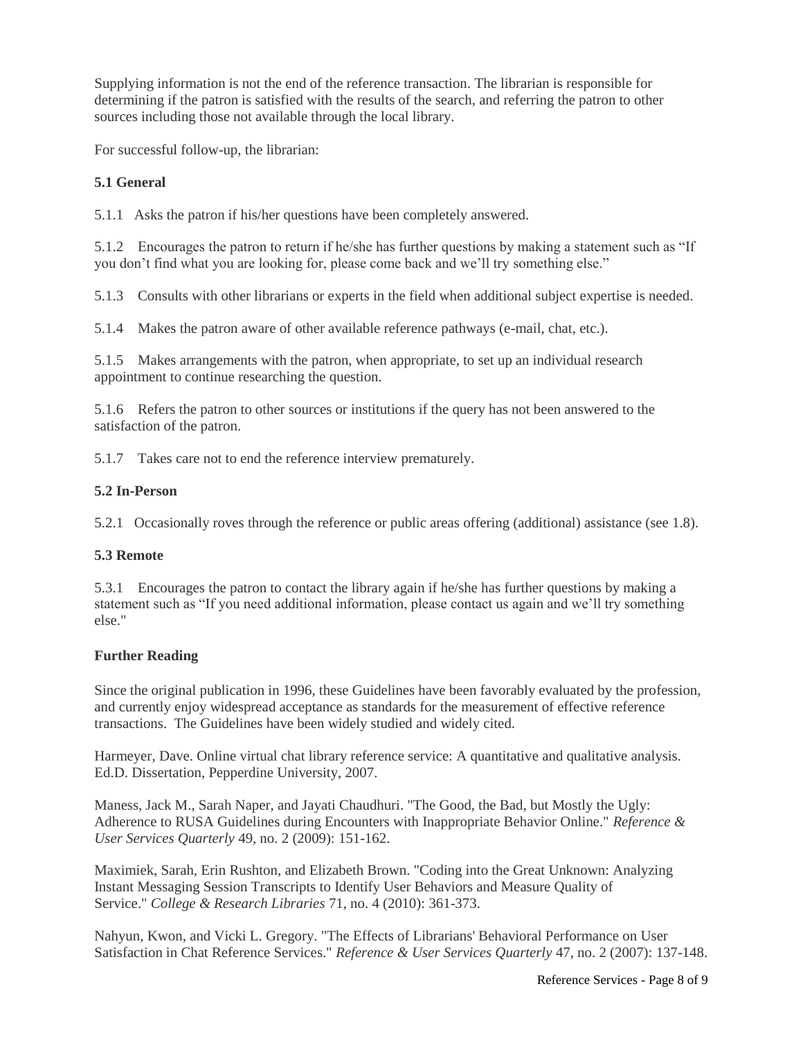Supplying information is not the end of the reference transaction. The librarian is responsible for determining if the patron is satisfied with the results of the search, and referring the patron to other sources including those not available through the local library.

For successful follow-up, the librarian:

**5.1 General**

5.1.1 Asks the patron if his/her questions have been completely answered.

5.1.2 Encourages the patron to return if he/she has further questions by making a statement such as "If you don't find what you are looking for, please come back and we'll try something else."

5.1.3 Consults with other librarians or experts in the field when additional subject expertise is needed.

5.1.4 Makes the patron aware of other available reference pathways (e-mail, chat, etc.).

5.1.5 Makes arrangements with the patron, when appropriate, to set up an individual research appointment to continue researching the question.

5.1.6 Refers the patron to other sources or institutions if the query has not been answered to the satisfaction of the patron.

5.1.7 Takes care not to end the reference interview prematurely.

**5.2 In-Person**

5.2.1 Occasionally roves through the reference or public areas offering (additional) assistance (see 1.8).

**5.3 Remote**

5.3.1 Encourages the patron to contact the library again if he/she has further questions by making a statement such as "If you need additional information, please contact us again and we'll try something else."

**Further Reading**

Since the original publication in 1996, these Guidelines have been favorably evaluated by the profession, and currently enjoy widespread acceptance as standards for the measurement of effective reference transactions. The Guidelines have been widely studied and widely cited.

Harmeyer, Dave. Online virtual chat library reference service: A quantitative and qualitative analysis. Ed.D. Dissertation, Pepperdine University, 2007.

Maness, Jack M., Sarah Naper, and Jayati Chaudhuri. "The Good, the Bad, but Mostly the Ugly: Adherence to RUSA Guidelines during Encounters with Inappropriate Behavior Online." *Reference & User Services Quarterly* 49, no. 2 (2009): 151-162.

Maximiek, Sarah, Erin Rushton, and Elizabeth Brown. "Coding into the Great Unknown: Analyzing Instant Messaging Session Transcripts to Identify User Behaviors and Measure Quality of Service." *College & Research Libraries* 71, no. 4 (2010): 361-373.

Nahyun, Kwon, and Vicki L. Gregory. "The Effects of Librarians' Behavioral Performance on User Satisfaction in Chat Reference Services." *Reference & User Services Quarterly* 47, no. 2 (2007): 137-148.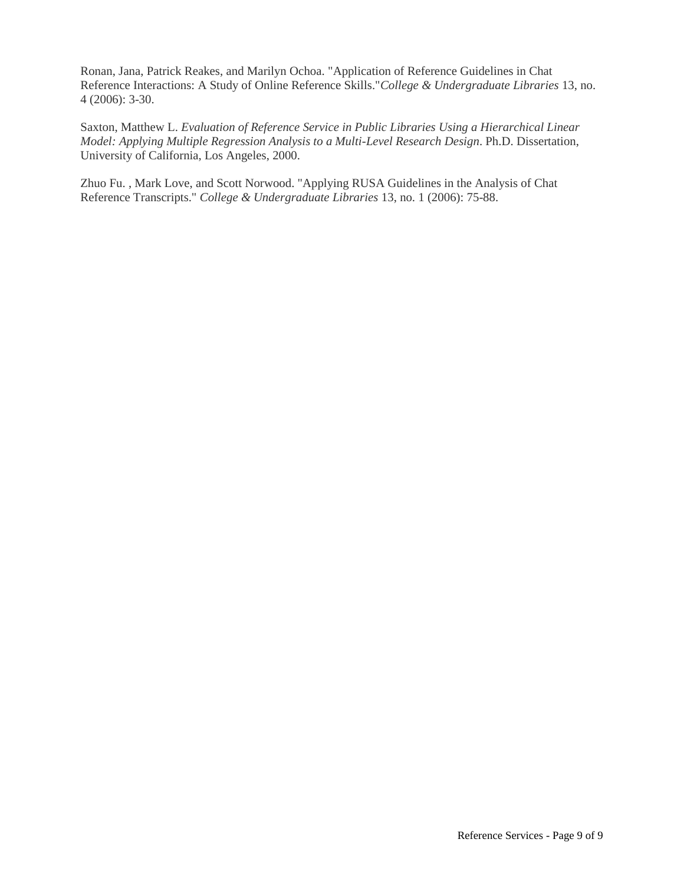Ronan, Jana, Patrick Reakes, and Marilyn Ochoa. "Application of Reference Guidelines in Chat Reference Interactions: A Study of Online Reference Skills."*College & Undergraduate Libraries* 13, no. 4 (2006): 3-30.

Saxton, Matthew L. *Evaluation of Reference Service in Public Libraries Using a Hierarchical Linear Model: Applying Multiple Regression Analysis to a Multi-Level Research Design*. Ph.D. Dissertation, University of California, Los Angeles, 2000.

Zhuo Fu. , Mark Love, and Scott Norwood. "Applying RUSA Guidelines in the Analysis of Chat Reference Transcripts." *College & Undergraduate Libraries* 13, no. 1 (2006): 75-88.